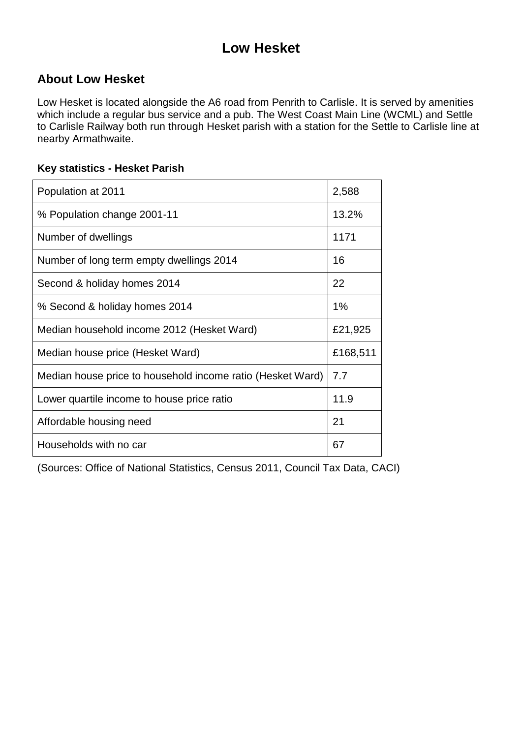# Low Hesket

## About Low Hesket

Low Hesket is located alongside the A6 road from Penrith to Carlisle. It is served by amenities which include a regular bus service and a pub. The West Coast Main Line (WCML) and Settle to Carlisle Railway both run through Hesket parish with a station for the Settle to Carlisle line at nearby Armathwaite.

### Key statistics - Hesket Parish

| | |
|---|---|
| Population at 2011 | 2,588 |
| % Population change 2001-11 | 13.2% |
| Number of dwellings | 1171 |
| Number of long term empty dwellings 2014 | 16 |
| Second & holiday homes 2014 | 22 |
| % Second & holiday homes 2014 | 1% |
| Median household income 2012 (Hesket Ward) | £21,925 |
| Median house price (Hesket Ward) | £168,511 |
| Median house price to household income ratio (Hesket Ward) | 7.7 |
| Lower quartile income to house price ratio | 11.9 |
| Affordable housing need | 21 |
| Households with no car | 67 |

(Sources: Office of National Statistics, Census 2011, Council Tax Data, CACI)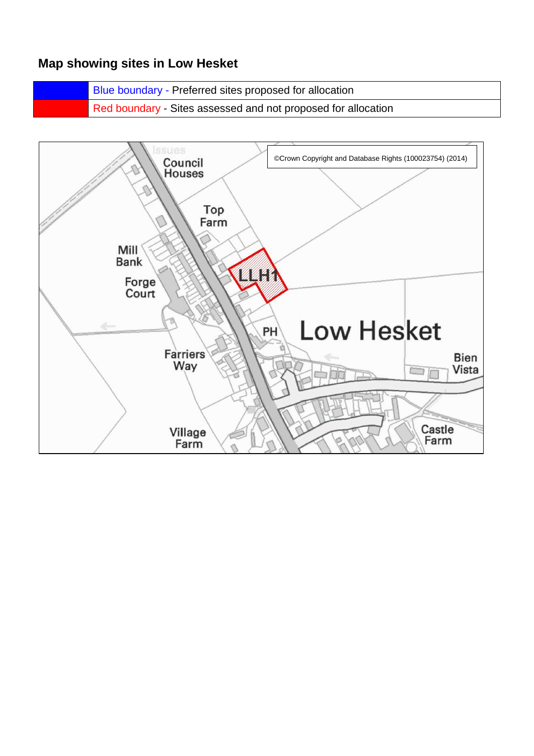## Map showing sites in Low Hesket

| | |
|---|---|
| | Blue boundary - Preferred sites proposed for allocation |
| | Red boundary - Sites assessed and not proposed for allocation |

©Crown Copyright and Database Rights (100023754) (2014)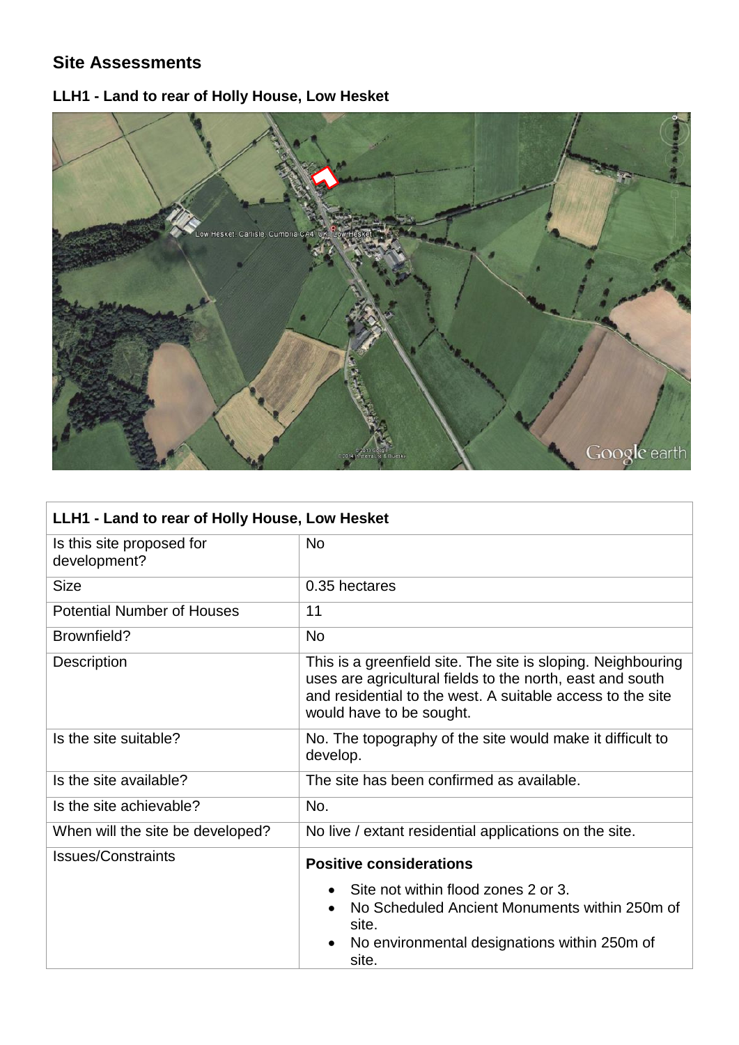## Site Assessments

### LLH1 - Land to rear of Holly House, Low Hesket

| LLH1 - Land to rear of Holly House, Low Hesket | |
|---|---|
| Is this site proposed for development? | No |
| Size | 0.35 hectares |
| Potential Number of Houses | 11 |
| Brownfield? | No |
| Description | This is a greenfield site. The site is sloping. Neighbouring uses are agricultural fields to the north, east and south and residential to the west. A suitable access to the site would have to be sought. |
| Is the site suitable? | No. The topography of the site would make it difficult to develop. |
| Is the site available? | The site has been confirmed as available. |
| Is the site achievable? | No. |
| When will the site be developed? | No live / extant residential applications on the site. |
| Issues/Constraints | **Positive considerations**<br>• Site not within flood zones 2 or 3.<br>• No Scheduled Ancient Monuments within 250m of site.<br>• No environmental designations within 250m of site. |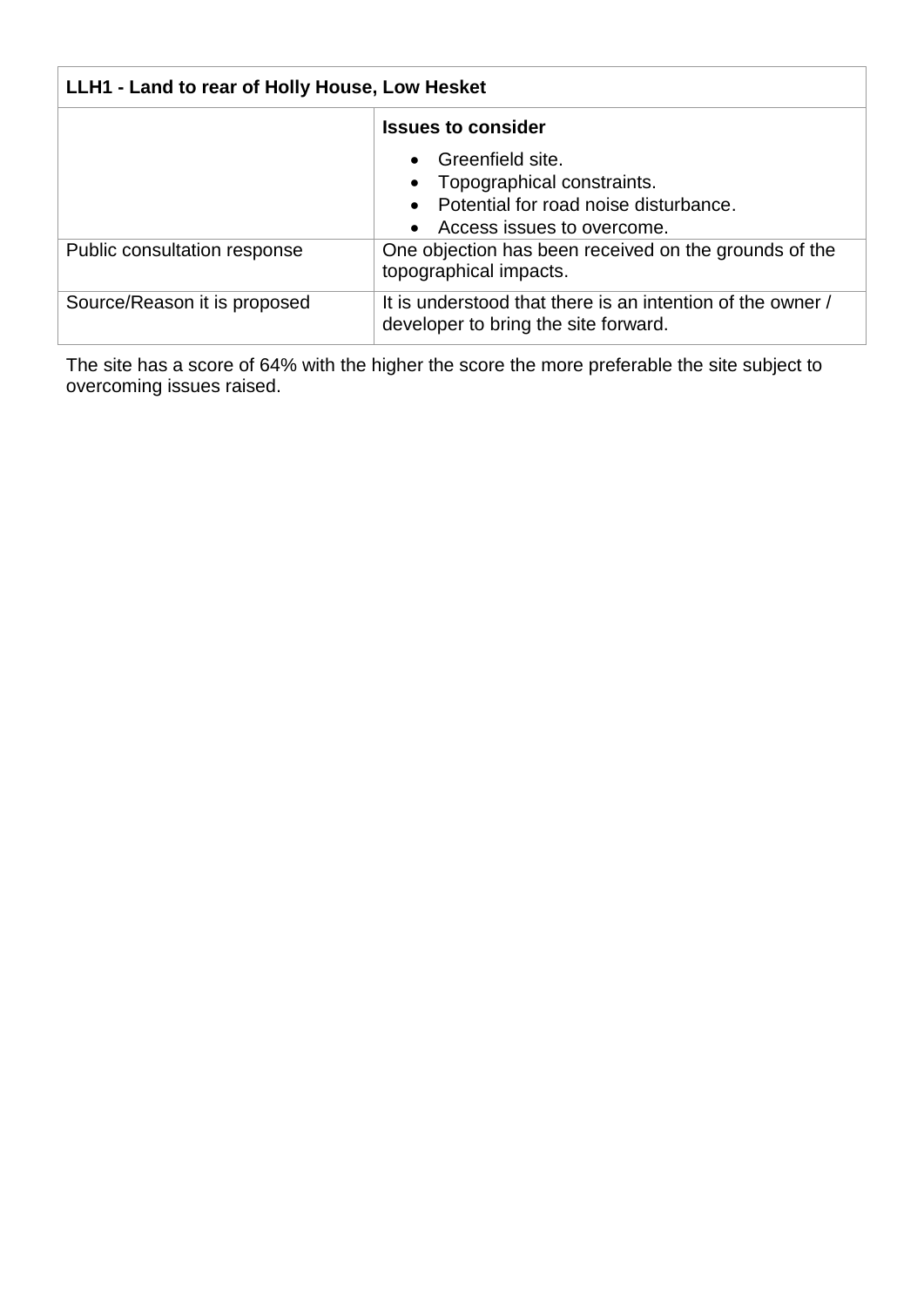| LLH1 - Land to rear of Holly House, Low Hesket | |
|---|---|
| | **Issues to consider**<br>• Greenfield site.<br>• Topographical constraints.<br>• Potential for road noise disturbance.<br>• Access issues to overcome. |
| Public consultation response | One objection has been received on the grounds of the topographical impacts. |
| Source/Reason it is proposed | It is understood that there is an intention of the owner / developer to bring the site forward. |

The site has a score of 64% with the higher the score the more preferable the site subject to overcoming issues raised.